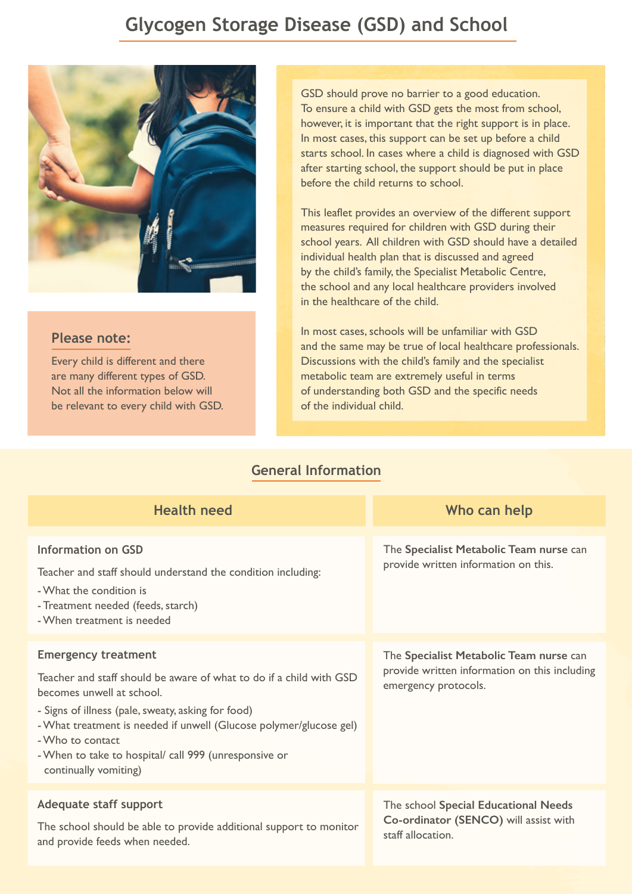# Glycogen Storage Disease (GSD) and School

GSD should prove no barrier to a good education. To ensure a child with GSD gets the most from school, however, it is important that the right support is in place. In most cases, this support can be set up before a child starts school. In cases where a child is diagnosed with GSD after starting school, the support should be put in place before the child returns to school.

This leaflet provides an overview of the different support measures required for children with GSD during their school years. All children with GSD should have a detailed individual health plan that is discussed and agreed by the child's family, the Specialist Metabolic Centre, the school and any local healthcare providers involved in the healthcare of the child.

In most cases, schools will be unfamiliar with GSD and the same may be true of local healthcare professionals. Discussions with the child's family and the specialist metabolic team are extremely useful in terms of understanding both GSD and the specific needs of the individual child.

### Please note:

Every child is different and there are many different types of GSD. Not all the information below will be relevant to every child with GSD.

## General Information

| Health need | Who can help |
|---|---|
| **Information on GSD**<br>Teacher and staff should understand the condition including:<br>- What the condition is<br>- Treatment needed (feeds, starch)<br>- When treatment is needed | The **Specialist Metabolic Team nurse** can provide written information on this. |
| **Emergency treatment**<br>Teacher and staff should be aware of what to do if a child with GSD becomes unwell at school.<br>- Signs of illness (pale, sweaty, asking for food)<br>- What treatment is needed if unwell (Glucose polymer/glucose gel)<br>- Who to contact<br>- When to take to hospital/ call 999 (unresponsive or continually vomiting) | The **Specialist Metabolic Team nurse** can provide written information on this including emergency protocols. |
| **Adequate staff support**<br>The school should be able to provide additional support to monitor and provide feeds when needed. | The school **Special Educational Needs Co-ordinator (SENCO)** will assist with staff allocation. |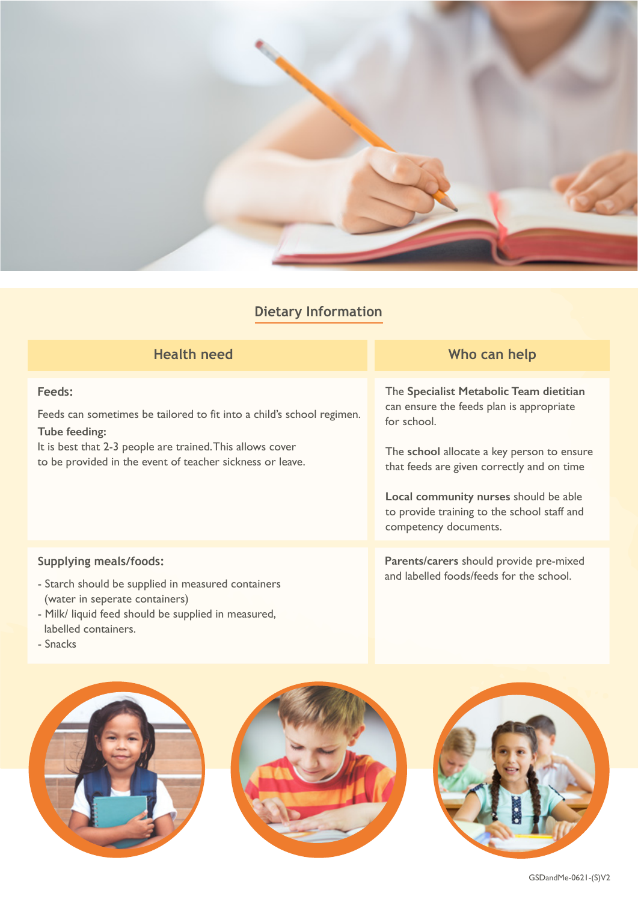## Dietary Information

| Health need | Who can help |
|---|---|
| **Feeds:**<br><br>Feeds can sometimes be tailored to fit into a child's school regimen.<br>**Tube feeding:**<br>It is best that 2-3 people are trained. This allows cover to be provided in the event of teacher sickness or leave. | The **Specialist Metabolic Team dietitian** can ensure the feeds plan is appropriate for school.<br><br>The **school** allocate a key person to ensure that feeds are given correctly and on time<br><br>**Local community nurses** should be able to provide training to the school staff and competency documents. |
| **Supplying meals/foods:**<br><br>- Starch should be supplied in measured containers (water in seperate containers)<br>- Milk/ liquid feed should be supplied in measured, labelled containers.<br>- Snacks | **Parents/carers** should provide pre-mixed and labelled foods/feeds for the school. |

GSDandMe-0621-(S)V2